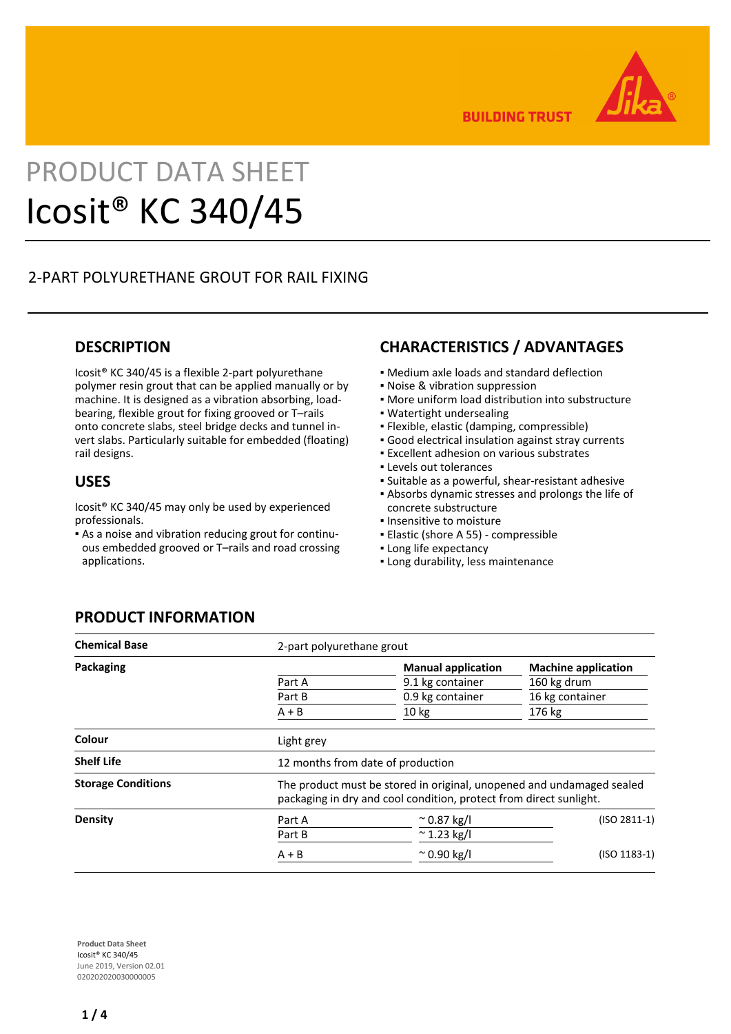# PRODUCT DATA SHEET

# Icosit® KC 340/45

## 2-PART POLYURETHANE GROUT FOR RAIL FIXING

## DESCRIPTION

Icosit® KC 340/45 is a flexible 2-part polyurethane polymer resin grout that can be applied manually or by machine. It is designed as a vibration absorbing, load-bearing, flexible grout for fixing grooved or T–rails onto concrete slabs, steel bridge decks and tunnel invert slabs. Particularly suitable for embedded (floating) rail designs.

## USES

Icosit® KC 340/45 may only be used by experienced professionals.

- As a noise and vibration reducing grout for continuous embedded grooved or T–rails and road crossing applications.

## CHARACTERISTICS / ADVANTAGES

- Medium axle loads and standard deflection
- Noise & vibration suppression
- More uniform load distribution into substructure
- Watertight undersealing
- Flexible, elastic (damping, compressible)
- Good electrical insulation against stray currents
- Excellent adhesion on various substrates
- Levels out tolerances
- Suitable as a powerful, shear-resistant adhesive
- Absorbs dynamic stresses and prolongs the life of concrete substructure
- Insensitive to moisture
- Elastic (shore A 55) - compressible
- Long life expectancy
- Long durability, less maintenance

## PRODUCT INFORMATION

| | | | |
|---|---|---|---|
| **Chemical Base** | 2-part polyurethane grout | | |
| **Packaging** | | **Manual application** | **Machine application** |
| | Part A | 9.1 kg container | 160 kg drum |
| | Part B | 0.9 kg container | 16 kg container |
| | A + B | 10 kg | 176 kg |
| **Colour** | Light grey | | |
| **Shelf Life** | 12 months from date of production | | |
| **Storage Conditions** | The product must be stored in original, unopened and undamaged sealed packaging in dry and cool condition, protect from direct sunlight. | | |
| **Density** | Part A | ~ 0.87 kg/l | (ISO 2811-1) |
| | Part B | ~ 1.23 kg/l | |
| | A + B | ~ 0.90 kg/l | (ISO 1183-1) |

**Product Data Sheet**
Icosit® KC 340/45
June 2019, Version 02.01
020202020030000005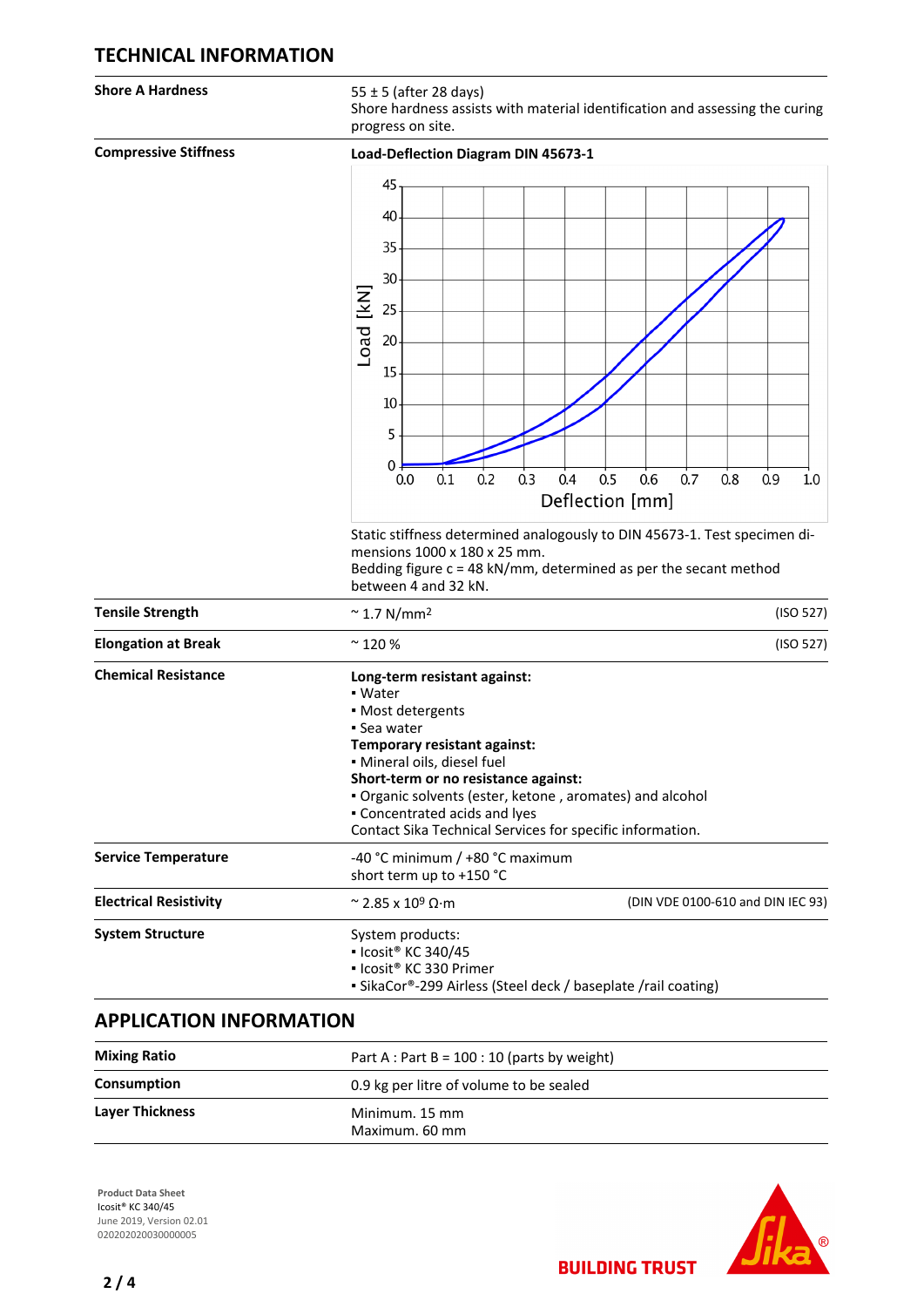## TECHNICAL INFORMATION

| | | |
|---|---|---|
| **Shore A Hardness** | 55 ± 5 (after 28 days)<br>Shore hardness assists with material identification and assessing the curing progress on site. | |
| **Compressive Stiffness** | **Load-Deflection Diagram DIN 45673-1**<br>Static stiffness determined analogously to DIN 45673-1. Test specimen dimensions 1000 x 180 x 25 mm.<br>Bedding figure c = 48 kN/mm, determined as per the secant method between 4 and 32 kN. | |
| **Tensile Strength** | ~ 1.7 N/mm² | (ISO 527) |
| **Elongation at Break** | ~ 120 % | (ISO 527) |
| **Chemical Resistance** | **Long-term resistant against:**<br>▪ Water<br>▪ Most detergents<br>▪ Sea water<br>**Temporary resistant against:**<br>▪ Mineral oils, diesel fuel<br>**Short-term or no resistance against:**<br>▪ Organic solvents (ester, ketone , aromates) and alcohol<br>▪ Concentrated acids and lyes<br>Contact Sika Technical Services for specific information. | |
| **Service Temperature** | -40 °C minimum / +80 °C maximum<br>short term up to +150 °C | |
| **Electrical Resistivity** | ~ 2.85 x $10^9$ Ω·m | (DIN VDE 0100-610 and DIN IEC 93) |
| **System Structure** | System products:<br>▪ Icosit® KC 340/45<br>▪ Icosit® KC 330 Primer<br>▪ SikaCor®-299 Airless (Steel deck / baseplate /rail coating) | |

## APPLICATION INFORMATION

| | |
|---|---|
| **Mixing Ratio** | Part A : Part B = 100 : 10 (parts by weight) |
| **Consumption** | 0.9 kg per litre of volume to be sealed |
| **Layer Thickness** | Minimum. 15 mm<br>Maximum. 60 mm |

**Product Data Sheet**
Icosit® KC 340/45
June 2019, Version 02.01
020202020030000005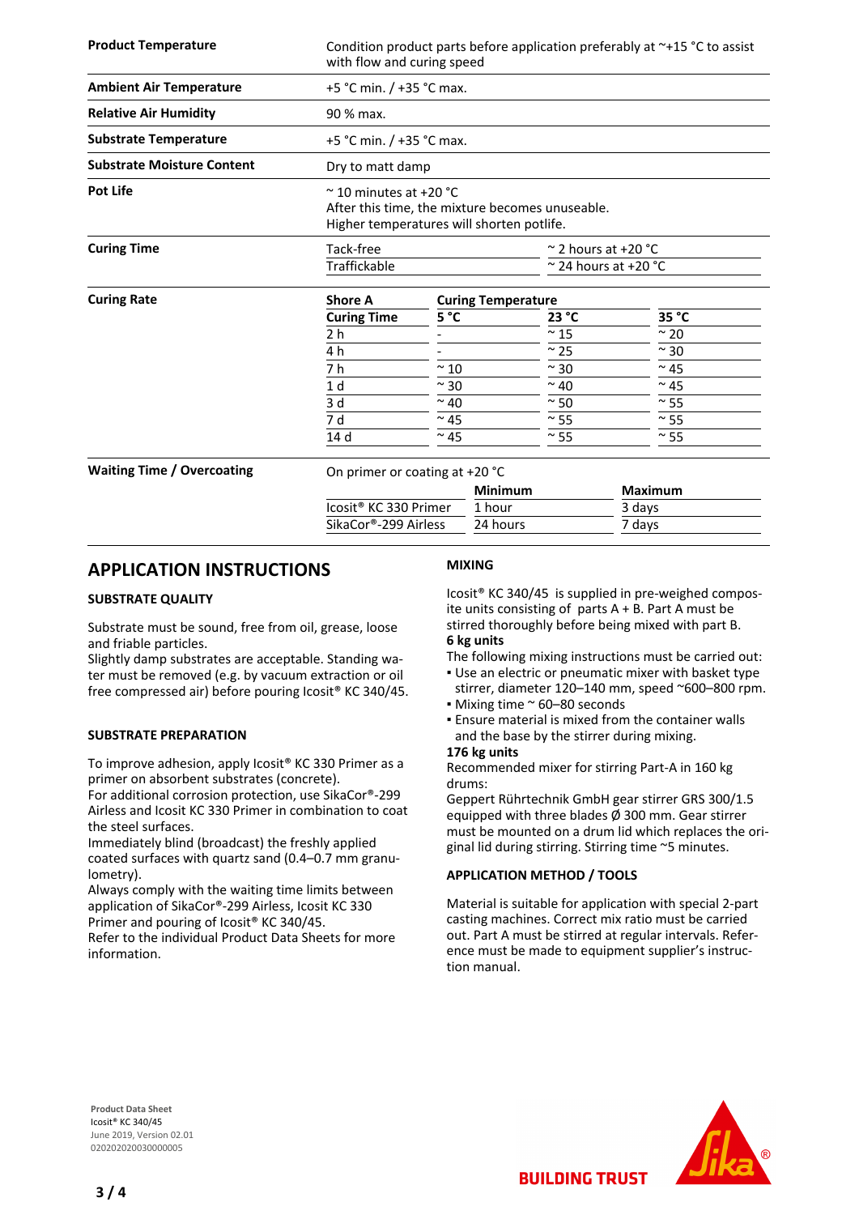| | |
|---|---|
| **Product Temperature** | Condition product parts before application preferably at ~+15 °C to assist with flow and curing speed |
| **Ambient Air Temperature** | +5 °C min. / +35 °C max. |
| **Relative Air Humidity** | 90 % max. |
| **Substrate Temperature** | +5 °C min. / +35 °C max. |
| **Substrate Moisture Content** | Dry to matt damp |
| **Pot Life** | ~ 10 minutes at +20 °C<br>After this time, the mixture becomes unuseable.<br>Higher temperatures will shorten potlife. |

**Curing Time**

| | |
|---|---|
| Tack-free | ~ 2 hours at +20 °C |
| Trafficable | ~ 24 hours at +20 °C |

**Curing Rate**

| Shore A | Curing Temperature | | |
|---|---|---|---|
| **Curing Time** | **5 °C** | **23 °C** | **35 °C** |
| 2 h | - | ~ 15 | ~ 20 |
| 4 h | - | ~ 25 | ~ 30 |
| 7 h | ~ 10 | ~ 30 | ~ 45 |
| 1 d | ~ 30 | ~ 40 | ~ 45 |
| 3 d | ~ 40 | ~ 50 | ~ 55 |
| 7 d | ~ 45 | ~ 55 | ~ 55 |
| 14 d | ~ 45 | ~ 55 | ~ 55 |

**Waiting Time / Overcoating**

On primer or coating at +20 °C

| | Minimum | Maximum |
|---|---|---|
| Icosit® KC 330 Primer | 1 hour | 3 days |
| SikaCor®-299 Airless | 24 hours | 7 days |

## APPLICATION INSTRUCTIONS

### SUBSTRATE QUALITY

Substrate must be sound, free from oil, grease, loose and friable particles.
Slightly damp substrates are acceptable. Standing water must be removed (e.g. by vacuum extraction or oil free compressed air) before pouring Icosit® KC 340/45.

### SUBSTRATE PREPARATION

To improve adhesion, apply Icosit® KC 330 Primer as a primer on absorbent substrates (concrete).
For additional corrosion protection, use SikaCor®-299 Airless and Icosit KC 330 Primer in combination to coat the steel surfaces.
Immediately blind (broadcast) the freshly applied coated surfaces with quartz sand (0.4–0.7 mm granulometry).
Always comply with the waiting time limits between application of SikaCor®-299 Airless, Icosit KC 330 Primer and pouring of Icosit® KC 340/45.
Refer to the individual Product Data Sheets for more information.

### MIXING

Icosit® KC 340/45 is supplied in pre-weighed composite units consisting of parts A + B. Part A must be stirred thoroughly before being mixed with part B.

**6 kg units**

The following mixing instructions must be carried out:

- Use an electric or pneumatic mixer with basket type stirrer, diameter 120–140 mm, speed ~600–800 rpm.
- Mixing time ~ 60–80 seconds
- Ensure material is mixed from the container walls and the base by the stirrer during mixing.

**176 kg units**

Recommended mixer for stirring Part-A in 160 kg drums:
Geppert Rührtechnik GmbH gear stirrer GRS 300/1.5 equipped with three blades Ø 300 mm. Gear stirrer must be mounted on a drum lid which replaces the original lid during stirring. Stirring time ~5 minutes.

### APPLICATION METHOD / TOOLS

Material is suitable for application with special 2-part casting machines. Correct mix ratio must be carried out. Part A must be stirred at regular intervals. Reference must be made to equipment supplier's instruction manual.

**Product Data Sheet**
Icosit® KC 340/45
June 2019, Version 02.01
020202020030000005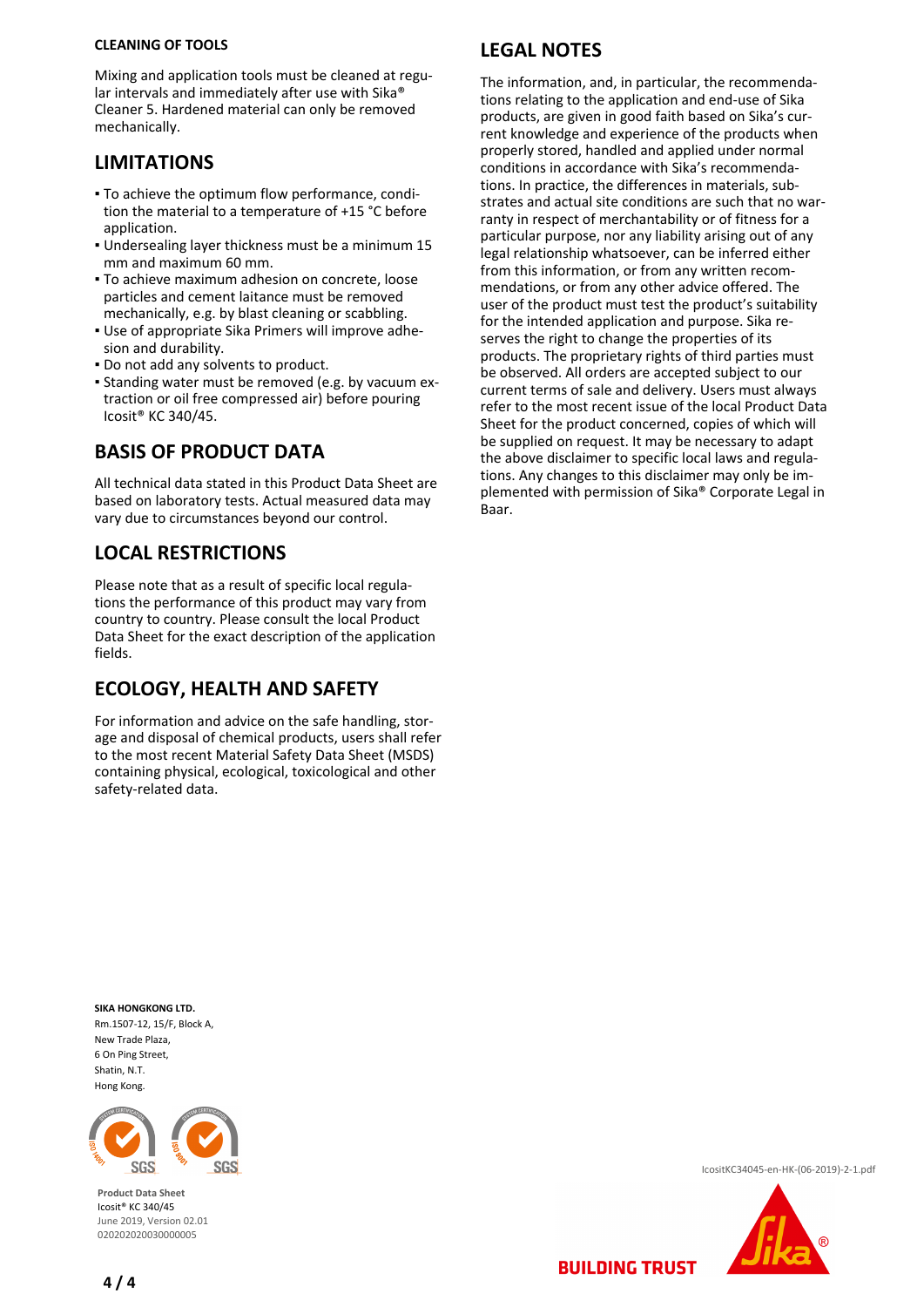### CLEANING OF TOOLS

Mixing and application tools must be cleaned at regular intervals and immediately after use with Sika® Cleaner 5. Hardened material can only be removed mechanically.

## LIMITATIONS

- To achieve the optimum flow performance, condition the material to a temperature of +15 °C before application.
- Undersealing layer thickness must be a minimum 15 mm and maximum 60 mm.
- To achieve maximum adhesion on concrete, loose particles and cement laitance must be removed mechanically, e.g. by blast cleaning or scabbling.
- Use of appropriate Sika Primers will improve adhesion and durability.
- Do not add any solvents to product.
- Standing water must be removed (e.g. by vacuum extraction or oil free compressed air) before pouring Icosit® KC 340/45.

## BASIS OF PRODUCT DATA

All technical data stated in this Product Data Sheet are based on laboratory tests. Actual measured data may vary due to circumstances beyond our control.

## LOCAL RESTRICTIONS

Please note that as a result of specific local regulations the performance of this product may vary from country to country. Please consult the local Product Data Sheet for the exact description of the application fields.

## ECOLOGY, HEALTH AND SAFETY

For information and advice on the safe handling, storage and disposal of chemical products, users shall refer to the most recent Material Safety Data Sheet (MSDS) containing physical, ecological, toxicological and other safety-related data.

## LEGAL NOTES

The information, and, in particular, the recommendations relating to the application and end-use of Sika products, are given in good faith based on Sika's current knowledge and experience of the products when properly stored, handled and applied under normal conditions in accordance with Sika's recommendations. In practice, the differences in materials, substrates and actual site conditions are such that no warranty in respect of merchantability or of fitness for a particular purpose, nor any liability arising out of any legal relationship whatsoever, can be inferred either from this information, or from any written recommendations, or from any other advice offered. The user of the product must test the product's suitability for the intended application and purpose. Sika reserves the right to change the properties of its products. The proprietary rights of third parties must be observed. All orders are accepted subject to our current terms of sale and delivery. Users must always refer to the most recent issue of the local Product Data Sheet for the product concerned, copies of which will be supplied on request. It may be necessary to adapt the above disclaimer to specific local laws and regulations. Any changes to this disclaimer may only be implemented with permission of Sika® Corporate Legal in Baar.

**SIKA HONGKONG LTD.**
Rm.1507-12, 15/F, Block A,
New Trade Plaza,
6 On Ping Street,
Shatin, N.T.
Hong Kong.

**Product Data Sheet**
Icosit® KC 340/45
June 2019, Version 02.01
020202020030000005

IcositKC34045-en-HK-(06-2019)-2-1.pdf

**BUILDING TRUST**